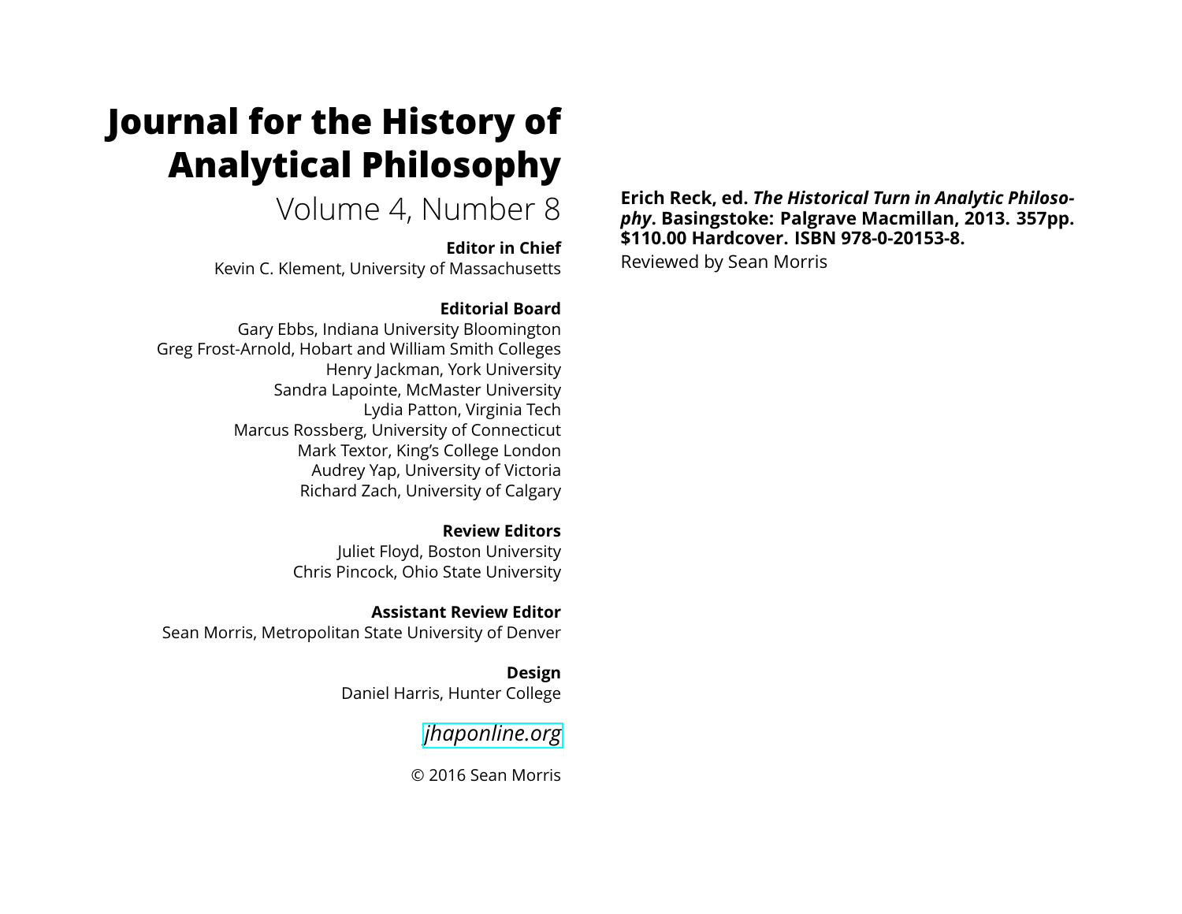# Journal for the History of Analytical Philosophy

Volume 4, Number 8

**Editor in Chief**

Kevin C. Klement, University of Massachusetts

**Editorial Board**

Gary Ebbs, Indiana University Bloomington
Greg Frost-Arnold, Hobart and William Smith Colleges
Henry Jackman, York University
Sandra Lapointe, McMaster University
Lydia Patton, Virginia Tech
Marcus Rossberg, University of Connecticut
Mark Textor, King's College London
Audrey Yap, University of Victoria
Richard Zach, University of Calgary

**Review Editors**

Juliet Floyd, Boston University
Chris Pincock, Ohio State University

**Assistant Review Editor**

Sean Morris, Metropolitan State University of Denver

**Design**

Daniel Harris, Hunter College

*jhaponline.org*

© 2016 Sean Morris

**Erich Reck, ed. *The Historical Turn in Analytic Philosophy*. Basingstoke: Palgrave Macmillan, 2013. 357pp. $110.00 Hardcover. ISBN 978-0-20153-8.**

Reviewed by Sean Morris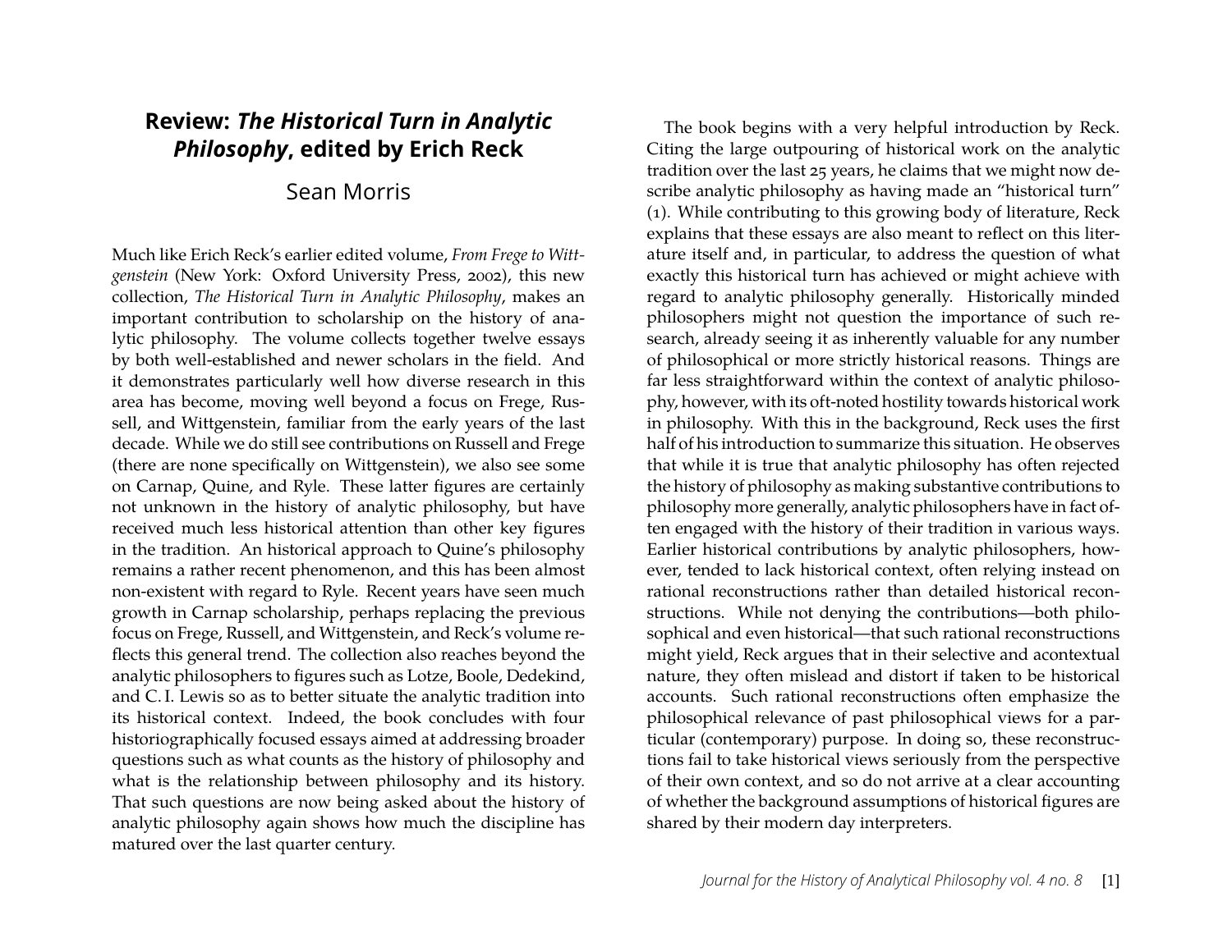# Review: *The Historical Turn in Analytic Philosophy*, edited by Erich Reck

Sean Morris

Much like Erich Reck's earlier edited volume, *From Frege to Wittgenstein* (New York: Oxford University Press, 2002), this new collection, *The Historical Turn in Analytic Philosophy*, makes an important contribution to scholarship on the history of analytic philosophy. The volume collects together twelve essays by both well-established and newer scholars in the field. And it demonstrates particularly well how diverse research in this area has become, moving well beyond a focus on Frege, Russell, and Wittgenstein, familiar from the early years of the last decade. While we do still see contributions on Russell and Frege (there are none specifically on Wittgenstein), we also see some on Carnap, Quine, and Ryle. These latter figures are certainly not unknown in the history of analytic philosophy, but have received much less historical attention than other key figures in the tradition. An historical approach to Quine's philosophy remains a rather recent phenomenon, and this has been almost non-existent with regard to Ryle. Recent years have seen much growth in Carnap scholarship, perhaps replacing the previous focus on Frege, Russell, and Wittgenstein, and Reck's volume reflects this general trend. The collection also reaches beyond the analytic philosophers to figures such as Lotze, Boole, Dedekind, and C. I. Lewis so as to better situate the analytic tradition into its historical context. Indeed, the book concludes with four historiographically focused essays aimed at addressing broader questions such as what counts as the history of philosophy and what is the relationship between philosophy and its history. That such questions are now being asked about the history of analytic philosophy again shows how much the discipline has matured over the last quarter century.

The book begins with a very helpful introduction by Reck. Citing the large outpouring of historical work on the analytic tradition over the last 25 years, he claims that we might now describe analytic philosophy as having made an "historical turn" (1). While contributing to this growing body of literature, Reck explains that these essays are also meant to reflect on this literature itself and, in particular, to address the question of what exactly this historical turn has achieved or might achieve with regard to analytic philosophy generally. Historically minded philosophers might not question the importance of such research, already seeing it as inherently valuable for any number of philosophical or more strictly historical reasons. Things are far less straightforward within the context of analytic philosophy, however, with its oft-noted hostility towards historical work in philosophy. With this in the background, Reck uses the first half of his introduction to summarize this situation. He observes that while it is true that analytic philosophy has often rejected the history of philosophy as making substantive contributions to philosophy more generally, analytic philosophers have in fact often engaged with the history of their tradition in various ways. Earlier historical contributions by analytic philosophers, however, tended to lack historical context, often relying instead on rational reconstructions rather than detailed historical reconstructions. While not denying the contributions—both philosophical and even historical—that such rational reconstructions might yield, Reck argues that in their selective and acontextual nature, they often mislead and distort if taken to be historical accounts. Such rational reconstructions often emphasize the philosophical relevance of past philosophical views for a particular (contemporary) purpose. In doing so, these reconstructions fail to take historical views seriously from the perspective of their own context, and so do not arrive at a clear accounting of whether the background assumptions of historical figures are shared by their modern day interpreters.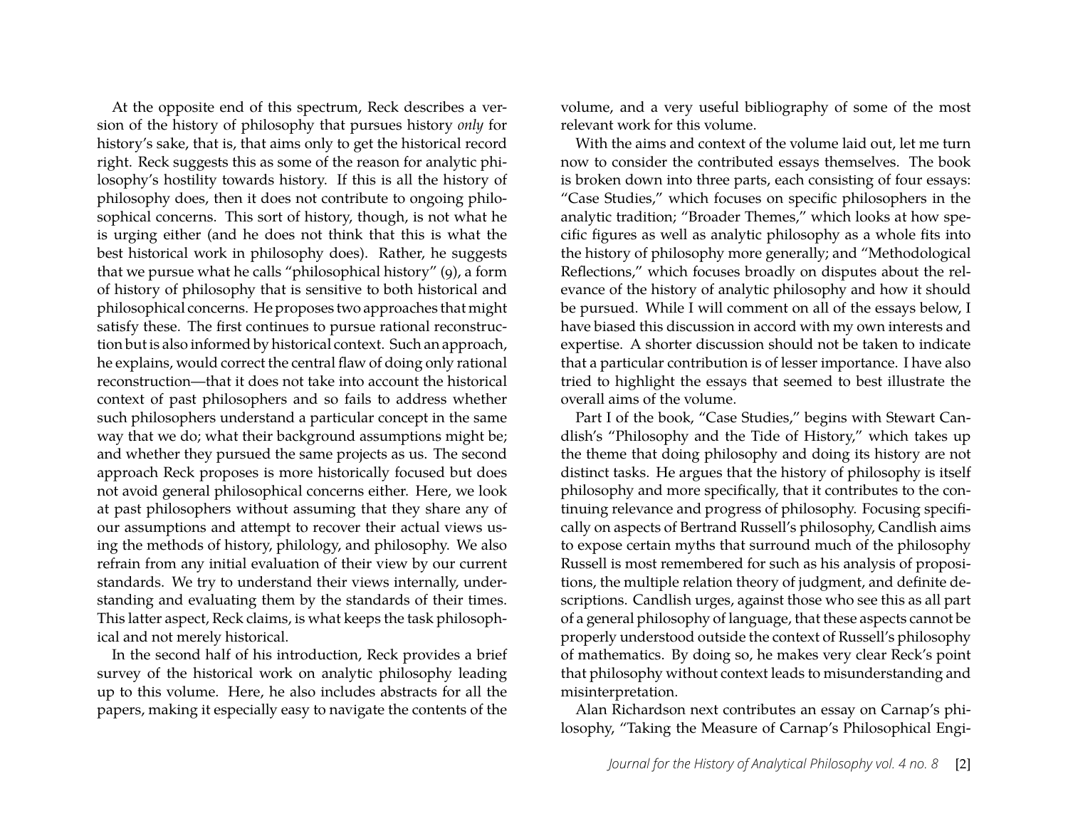At the opposite end of this spectrum, Reck describes a version of the history of philosophy that pursues history *only* for history's sake, that is, that aims only to get the historical record right. Reck suggests this as some of the reason for analytic philosophy's hostility towards history. If this is all the history of philosophy does, then it does not contribute to ongoing philosophical concerns. This sort of history, though, is not what he is urging either (and he does not think that this is what the best historical work in philosophy does). Rather, he suggests that we pursue what he calls "philosophical history" (9), a form of history of philosophy that is sensitive to both historical and philosophical concerns. He proposes two approaches that might satisfy these. The first continues to pursue rational reconstruction but is also informed by historical context. Such an approach, he explains, would correct the central flaw of doing only rational reconstruction—that it does not take into account the historical context of past philosophers and so fails to address whether such philosophers understand a particular concept in the same way that we do; what their background assumptions might be; and whether they pursued the same projects as us. The second approach Reck proposes is more historically focused but does not avoid general philosophical concerns either. Here, we look at past philosophers without assuming that they share any of our assumptions and attempt to recover their actual views using the methods of history, philology, and philosophy. We also refrain from any initial evaluation of their view by our current standards. We try to understand their views internally, understanding and evaluating them by the standards of their times. This latter aspect, Reck claims, is what keeps the task philosophical and not merely historical.

In the second half of his introduction, Reck provides a brief survey of the historical work on analytic philosophy leading up to this volume. Here, he also includes abstracts for all the papers, making it especially easy to navigate the contents of the volume, and a very useful bibliography of some of the most relevant work for this volume.

With the aims and context of the volume laid out, let me turn now to consider the contributed essays themselves. The book is broken down into three parts, each consisting of four essays: "Case Studies," which focuses on specific philosophers in the analytic tradition; "Broader Themes," which looks at how specific figures as well as analytic philosophy as a whole fits into the history of philosophy more generally; and "Methodological Reflections," which focuses broadly on disputes about the relevance of the history of analytic philosophy and how it should be pursued. While I will comment on all of the essays below, I have biased this discussion in accord with my own interests and expertise. A shorter discussion should not be taken to indicate that a particular contribution is of lesser importance. I have also tried to highlight the essays that seemed to best illustrate the overall aims of the volume.

Part I of the book, "Case Studies," begins with Stewart Candlish's "Philosophy and the Tide of History," which takes up the theme that doing philosophy and doing its history are not distinct tasks. He argues that the history of philosophy is itself philosophy and more specifically, that it contributes to the continuing relevance and progress of philosophy. Focusing specifically on aspects of Bertrand Russell's philosophy, Candlish aims to expose certain myths that surround much of the philosophy Russell is most remembered for such as his analysis of propositions, the multiple relation theory of judgment, and definite descriptions. Candlish urges, against those who see this as all part of a general philosophy of language, that these aspects cannot be properly understood outside the context of Russell's philosophy of mathematics. By doing so, he makes very clear Reck's point that philosophy without context leads to misunderstanding and misinterpretation.

Alan Richardson next contributes an essay on Carnap's philosophy, "Taking the Measure of Carnap's Philosophical Engi-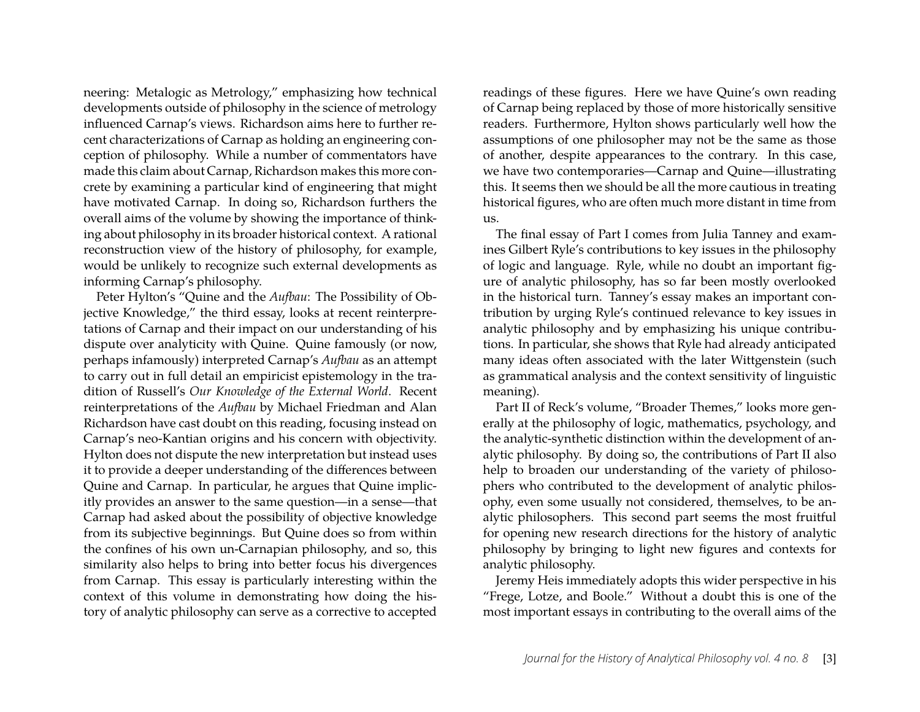neering: Metalogic as Metrology," emphasizing how technical developments outside of philosophy in the science of metrology influenced Carnap's views. Richardson aims here to further recent characterizations of Carnap as holding an engineering conception of philosophy. While a number of commentators have made this claim about Carnap, Richardson makes this more concrete by examining a particular kind of engineering that might have motivated Carnap. In doing so, Richardson furthers the overall aims of the volume by showing the importance of thinking about philosophy in its broader historical context. A rational reconstruction view of the history of philosophy, for example, would be unlikely to recognize such external developments as informing Carnap's philosophy.

Peter Hylton's "Quine and the *Aufbau*: The Possibility of Objective Knowledge," the third essay, looks at recent reinterpretations of Carnap and their impact on our understanding of his dispute over analyticity with Quine. Quine famously (or now, perhaps infamously) interpreted Carnap's *Aufbau* as an attempt to carry out in full detail an empiricist epistemology in the tradition of Russell's *Our Knowledge of the External World*. Recent reinterpretations of the *Aufbau* by Michael Friedman and Alan Richardson have cast doubt on this reading, focusing instead on Carnap's neo-Kantian origins and his concern with objectivity. Hylton does not dispute the new interpretation but instead uses it to provide a deeper understanding of the differences between Quine and Carnap. In particular, he argues that Quine implicitly provides an answer to the same question—in a sense—that Carnap had asked about the possibility of objective knowledge from its subjective beginnings. But Quine does so from within the confines of his own un-Carnapian philosophy, and so, this similarity also helps to bring into better focus his divergences from Carnap. This essay is particularly interesting within the context of this volume in demonstrating how doing the history of analytic philosophy can serve as a corrective to accepted readings of these figures. Here we have Quine's own reading of Carnap being replaced by those of more historically sensitive readers. Furthermore, Hylton shows particularly well how the assumptions of one philosopher may not be the same as those of another, despite appearances to the contrary. In this case, we have two contemporaries—Carnap and Quine—illustrating this. It seems then we should be all the more cautious in treating historical figures, who are often much more distant in time from us.

The final essay of Part I comes from Julia Tanney and examines Gilbert Ryle's contributions to key issues in the philosophy of logic and language. Ryle, while no doubt an important figure of analytic philosophy, has so far been mostly overlooked in the historical turn. Tanney's essay makes an important contribution by urging Ryle's continued relevance to key issues in analytic philosophy and by emphasizing his unique contributions. In particular, she shows that Ryle had already anticipated many ideas often associated with the later Wittgenstein (such as grammatical analysis and the context sensitivity of linguistic meaning).

Part II of Reck's volume, "Broader Themes," looks more generally at the philosophy of logic, mathematics, psychology, and the analytic-synthetic distinction within the development of analytic philosophy. By doing so, the contributions of Part II also help to broaden our understanding of the variety of philosophers who contributed to the development of analytic philosophy, even some usually not considered, themselves, to be analytic philosophers. This second part seems the most fruitful for opening new research directions for the history of analytic philosophy by bringing to light new figures and contexts for analytic philosophy.

Jeremy Heis immediately adopts this wider perspective in his "Frege, Lotze, and Boole." Without a doubt this is one of the most important essays in contributing to the overall aims of the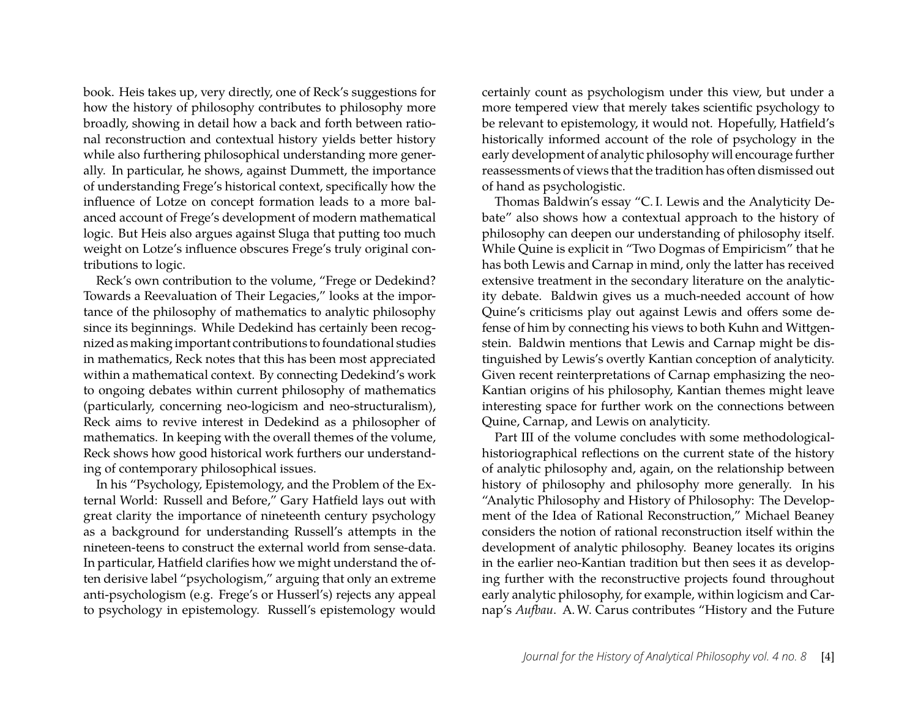book. Heis takes up, very directly, one of Reck's suggestions for how the history of philosophy contributes to philosophy more broadly, showing in detail how a back and forth between rational reconstruction and contextual history yields better history while also furthering philosophical understanding more generally. In particular, he shows, against Dummett, the importance of understanding Frege's historical context, specifically how the influence of Lotze on concept formation leads to a more balanced account of Frege's development of modern mathematical logic. But Heis also argues against Sluga that putting too much weight on Lotze's influence obscures Frege's truly original contributions to logic.

Reck's own contribution to the volume, "Frege or Dedekind? Towards a Reevaluation of Their Legacies," looks at the importance of the philosophy of mathematics to analytic philosophy since its beginnings. While Dedekind has certainly been recognized as making important contributions to foundational studies in mathematics, Reck notes that this has been most appreciated within a mathematical context. By connecting Dedekind's work to ongoing debates within current philosophy of mathematics (particularly, concerning neo-logicism and neo-structuralism), Reck aims to revive interest in Dedekind as a philosopher of mathematics. In keeping with the overall themes of the volume, Reck shows how good historical work furthers our understanding of contemporary philosophical issues.

In his "Psychology, Epistemology, and the Problem of the External World: Russell and Before," Gary Hatfield lays out with great clarity the importance of nineteenth century psychology as a background for understanding Russell's attempts in the nineteen-teens to construct the external world from sense-data. In particular, Hatfield clarifies how we might understand the often derisive label "psychologism," arguing that only an extreme anti-psychologism (e.g. Frege's or Husserl's) rejects any appeal to psychology in epistemology. Russell's epistemology would certainly count as psychologism under this view, but under a more tempered view that merely takes scientific psychology to be relevant to epistemology, it would not. Hopefully, Hatfield's historically informed account of the role of psychology in the early development of analytic philosophy will encourage further reassessments of views that the tradition has often dismissed out of hand as psychologistic.

Thomas Baldwin's essay "C. I. Lewis and the Analyticity Debate" also shows how a contextual approach to the history of philosophy can deepen our understanding of philosophy itself. While Quine is explicit in "Two Dogmas of Empiricism" that he has both Lewis and Carnap in mind, only the latter has received extensive treatment in the secondary literature on the analyticity debate. Baldwin gives us a much-needed account of how Quine's criticisms play out against Lewis and offers some defense of him by connecting his views to both Kuhn and Wittgenstein. Baldwin mentions that Lewis and Carnap might be distinguished by Lewis's overtly Kantian conception of analyticity. Given recent reinterpretations of Carnap emphasizing the neo-Kantian origins of his philosophy, Kantian themes might leave interesting space for further work on the connections between Quine, Carnap, and Lewis on analyticity.

Part III of the volume concludes with some methodological-historiographical reflections on the current state of the history of analytic philosophy and, again, on the relationship between history of philosophy and philosophy more generally. In his "Analytic Philosophy and History of Philosophy: The Development of the Idea of Rational Reconstruction," Michael Beaney considers the notion of rational reconstruction itself within the development of analytic philosophy. Beaney locates its origins in the earlier neo-Kantian tradition but then sees it as developing further with the reconstructive projects found throughout early analytic philosophy, for example, within logicism and Carnap's *Aufbau*. A. W. Carus contributes "History and the Future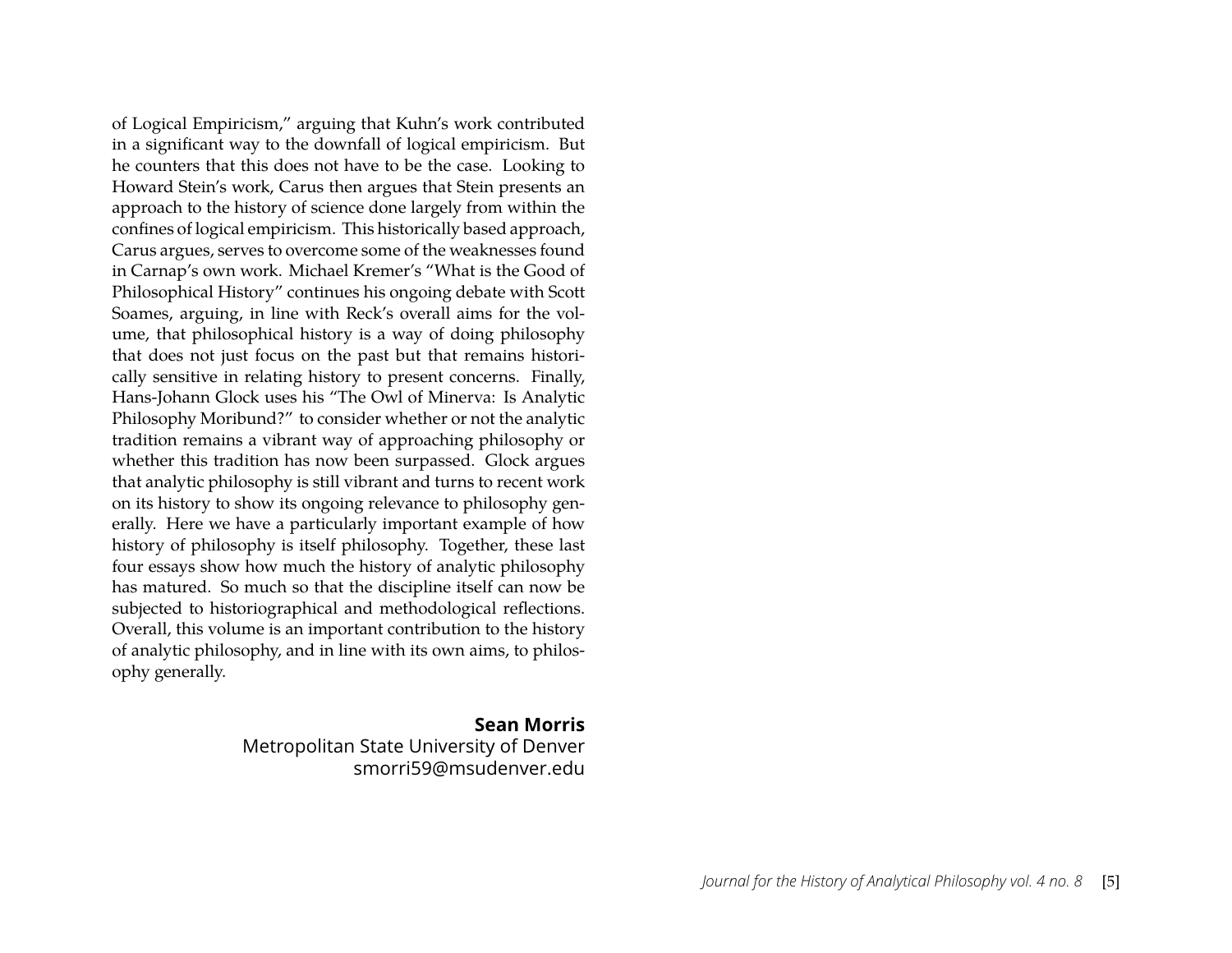of Logical Empiricism," arguing that Kuhn's work contributed in a significant way to the downfall of logical empiricism. But he counters that this does not have to be the case. Looking to Howard Stein's work, Carus then argues that Stein presents an approach to the history of science done largely from within the confines of logical empiricism. This historically based approach, Carus argues, serves to overcome some of the weaknesses found in Carnap's own work. Michael Kremer's "What is the Good of Philosophical History" continues his ongoing debate with Scott Soames, arguing, in line with Reck's overall aims for the volume, that philosophical history is a way of doing philosophy that does not just focus on the past but that remains historically sensitive in relating history to present concerns. Finally, Hans-Johann Glock uses his "The Owl of Minerva: Is Analytic Philosophy Moribund?" to consider whether or not the analytic tradition remains a vibrant way of approaching philosophy or whether this tradition has now been surpassed. Glock argues that analytic philosophy is still vibrant and turns to recent work on its history to show its ongoing relevance to philosophy generally. Here we have a particularly important example of how history of philosophy is itself philosophy. Together, these last four essays show how much the history of analytic philosophy has matured. So much so that the discipline itself can now be subjected to historiographical and methodological reflections. Overall, this volume is an important contribution to the history of analytic philosophy, and in line with its own aims, to philosophy generally.

**Sean Morris**
Metropolitan State University of Denver
smorri59@msudenver.edu